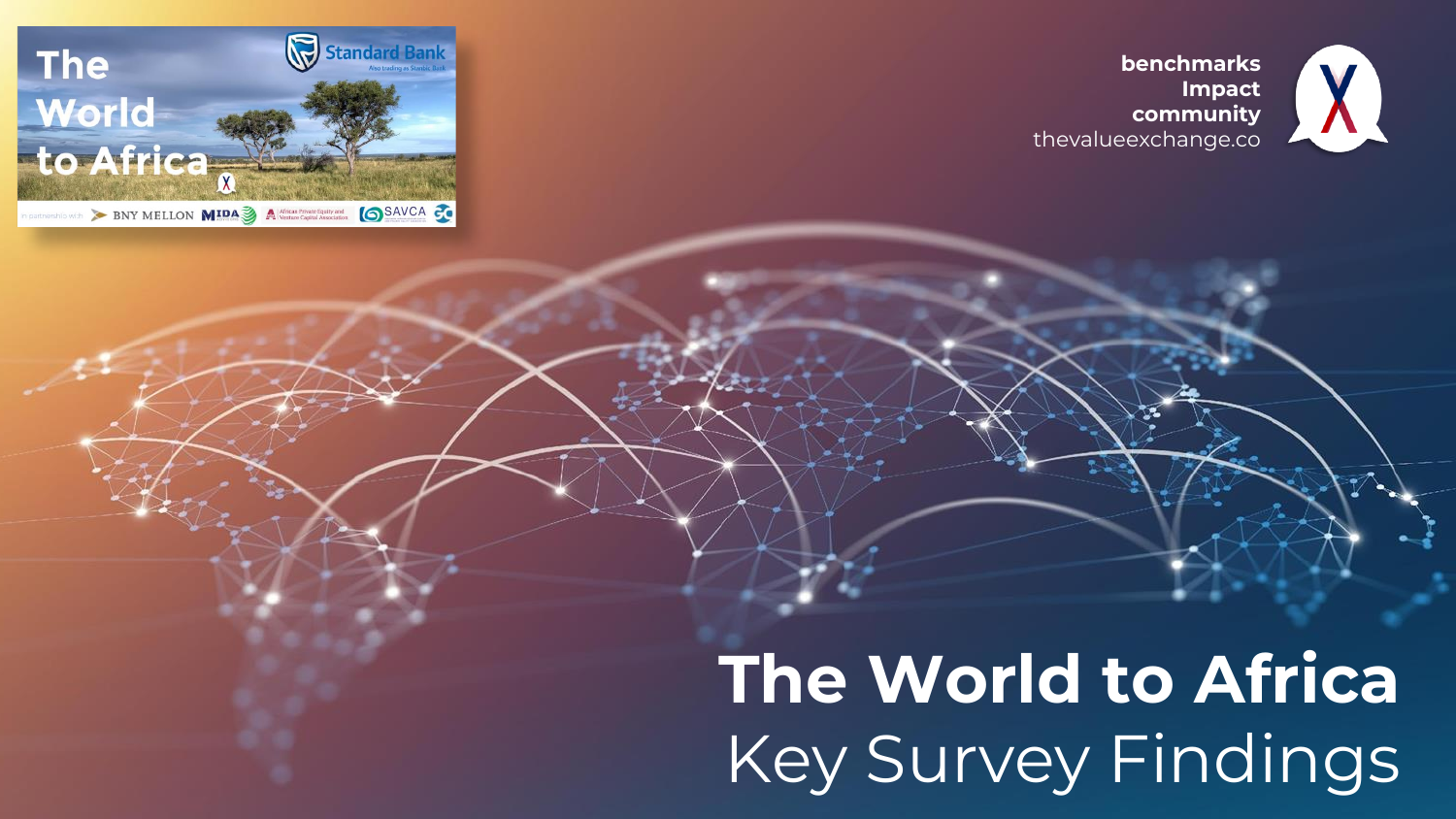The World to Africa

Standard Bank
Also trading as Stanbic Bank

in partnership with BNY MELLON MIDA African Private Equity and Venture Capital Association SAVCA

benchmarks
Impact
community
thevalueexchange.co

# The World to Africa

## Key Survey Findings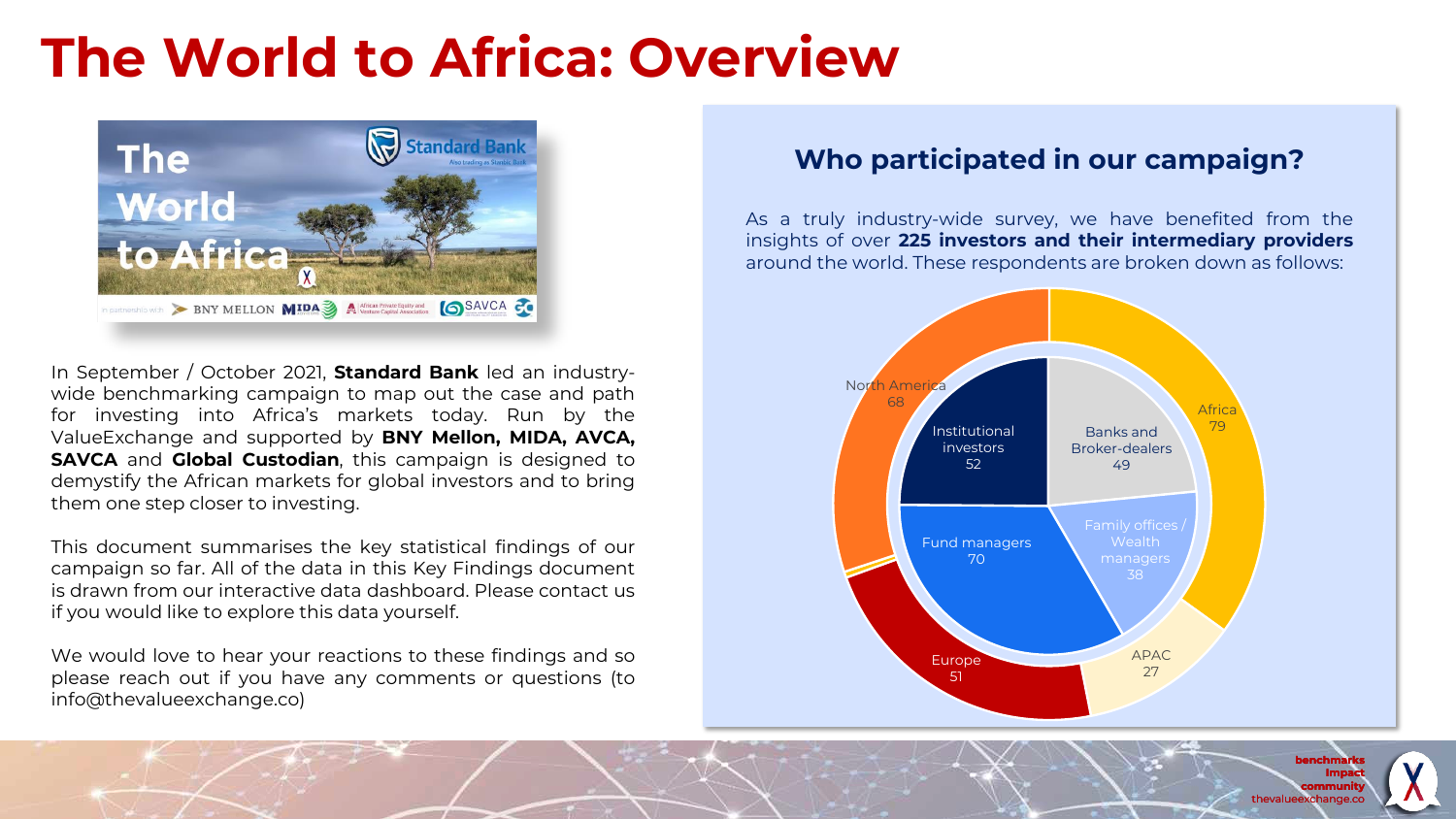# The World to Africa: Overview

In September / October 2021, **Standard Bank** led an industry-wide benchmarking campaign to map out the case and path for investing into Africa's markets today. Run by the ValueExchange and supported by **BNY Mellon, MIDA, AVCA, SAVCA** and **Global Custodian**, this campaign is designed to demystify the African markets for global investors and to bring them one step closer to investing.

This document summarises the key statistical findings of our campaign so far. All of the data in this Key Findings document is drawn from our interactive data dashboard. Please contact us if you would like to explore this data yourself.

We would love to hear your reactions to these findings and so please reach out if you have any comments or questions (to info@thevalueexchange.co)

## Who participated in our campaign?

As a truly industry-wide survey, we have benefited from the insights of over **225 investors and their intermediary providers** around the world. These respondents are broken down as follows:

| Region | Respondents |
|---|---|
| Africa | 79 |
| North America | 68 |
| Europe | 51 |
| APAC | 27 |

| Respondent type | Respondents |
|---|---|
| Fund managers | 70 |
| Institutional investors | 52 |
| Banks and Broker-dealers | 49 |
| Family offices / Wealth managers | 38 |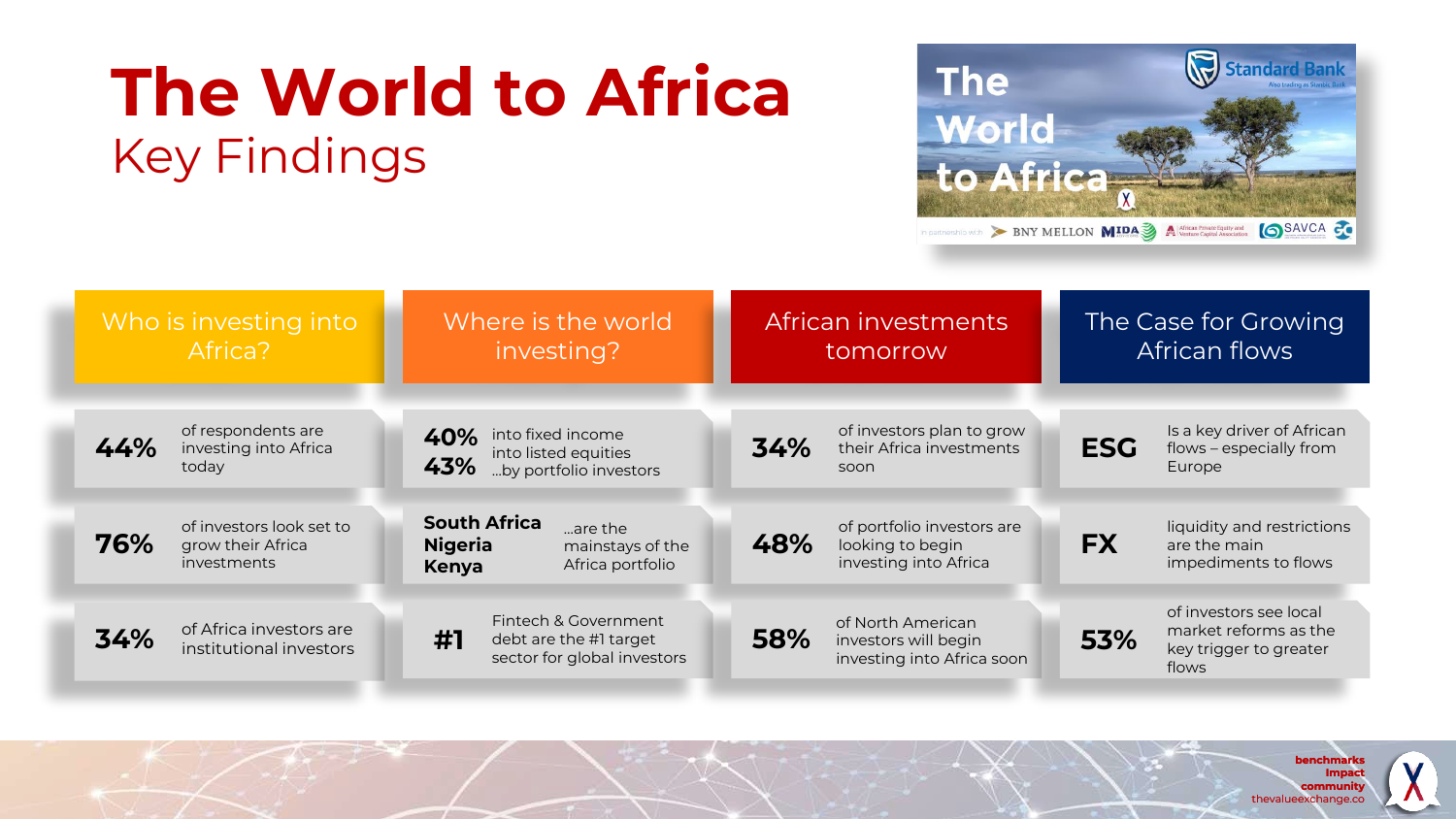# The World to Africa
## Key Findings

### Who is investing into Africa?

- **44%** of respondents are investing into Africa today
- **76%** of investors look set to grow their Africa investments
- **34%** of Africa investors are institutional investors

### Where is the world investing?

- **40%** into fixed income
  **43%** into listed equities
  ...by portfolio investors
- **South Africa**, **Nigeria**, **Kenya** ...are the mainstays of the Africa portfolio
- **#1** Fintech & Government debt are the #1 target sector for global investors

### African investments tomorrow

- **34%** of investors plan to grow their Africa investments soon
- **48%** of portfolio investors are looking to begin investing into Africa
- **58%** of North American investors will begin investing into Africa soon

### The Case for Growing African flows

- **ESG** Is a key driver of African flows – especially from Europe
- **FX** liquidity and restrictions are the main impediments to flows
- **53%** of investors see local market reforms as the key trigger to greater flows

benchmarks
Impact
community
thevalueexchange.co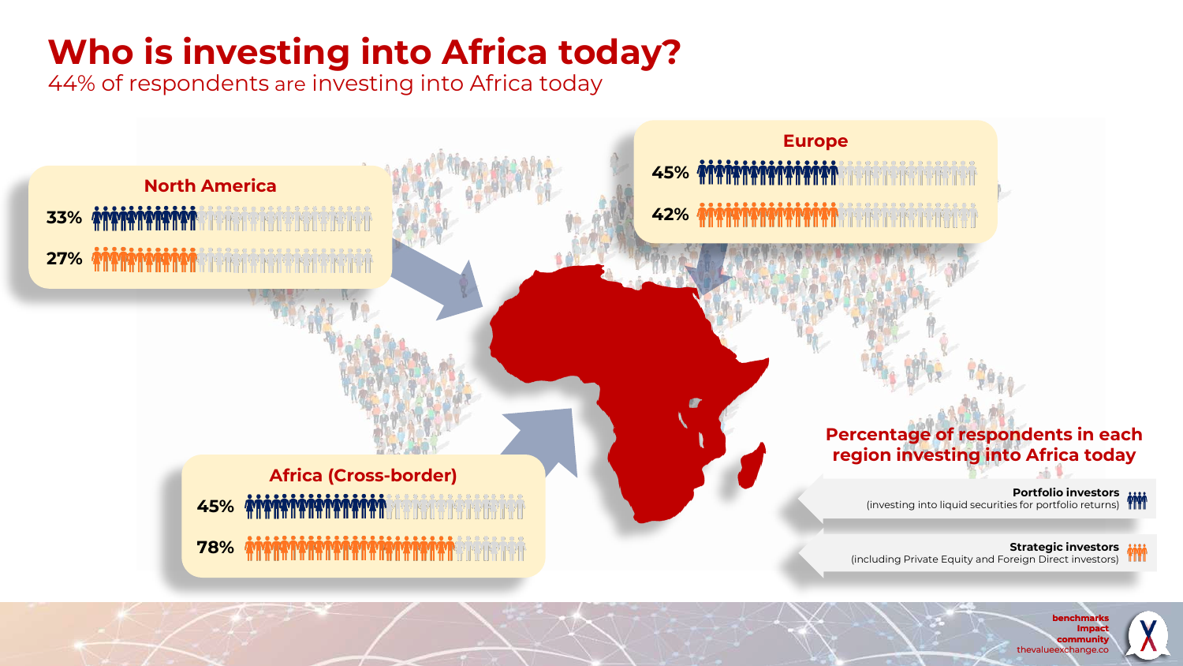# Who is investing into Africa today?

44% of respondents are investing into Africa today

## North America

- 33% (Portfolio investors)
- 27% (Strategic investors)

## Europe

- 45% (Portfolio investors)
- 42% (Strategic investors)

## Africa (Cross-border)

- 45% (Portfolio investors)
- 78% (Strategic investors)

**Percentage of respondents in each region investing into Africa today**

**Portfolio investors**
(investing into liquid securities for portfolio returns)

**Strategic investors**
(including Private Equity and Foreign Direct investors)

**benchmarks**
**impact**
**community**
thevalueexchange.co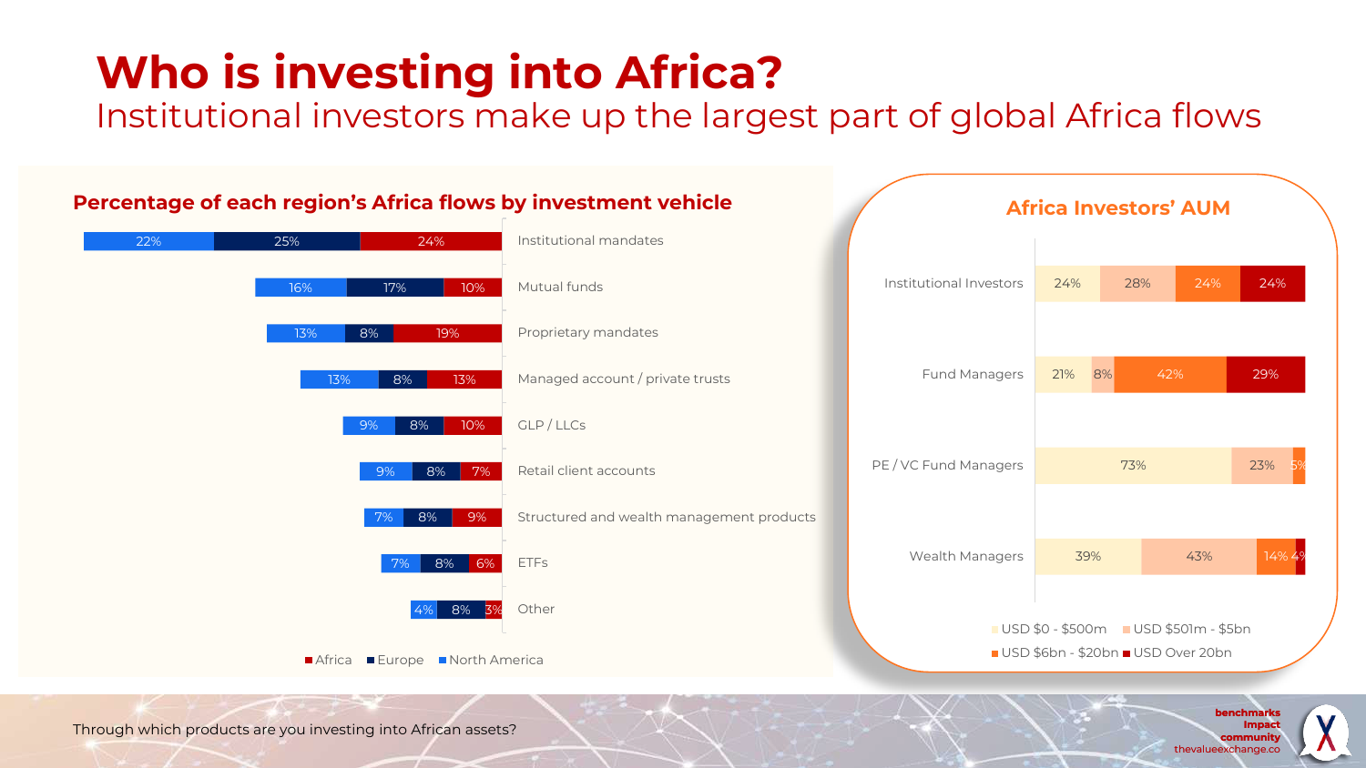# Who is investing into Africa?

## Institutional investors make up the largest part of global Africa flows

### Percentage of each region's Africa flows by investment vehicle

| Investment vehicle | North America | Europe | Africa |
|---|---|---|---|
| Institutional mandates | 22% | 25% | 24% |
| Mutual funds | 16% | 17% | 10% |
| Proprietary mandates | 13% | 8% | 19% |
| Managed account / private trusts | 13% | 8% | 13% |
| GLP / LLCs | 9% | 8% | 10% |
| Retail client accounts | 9% | 8% | 7% |
| Structured and wealth management products | 7% | 8% | 9% |
| ETFs | 7% | 8% | 6% |
| Other | 4% | 8% | 3% |

### Africa Investors' AUM

| Investor type | USD $0 - $500m | USD $501m - $5bn | USD $6bn - $20bn | USD Over 20bn |
|---|---|---|---|---|
| Institutional Investors | 24% | 28% | 24% | 24% |
| Fund Managers | 21% | 8% | 42% | 29% |
| PE / VC Fund Managers | 73% | 23% | 5% | |
| Wealth Managers | 39% | 43% | 14% | 4% |

Through which products are you investing into African assets?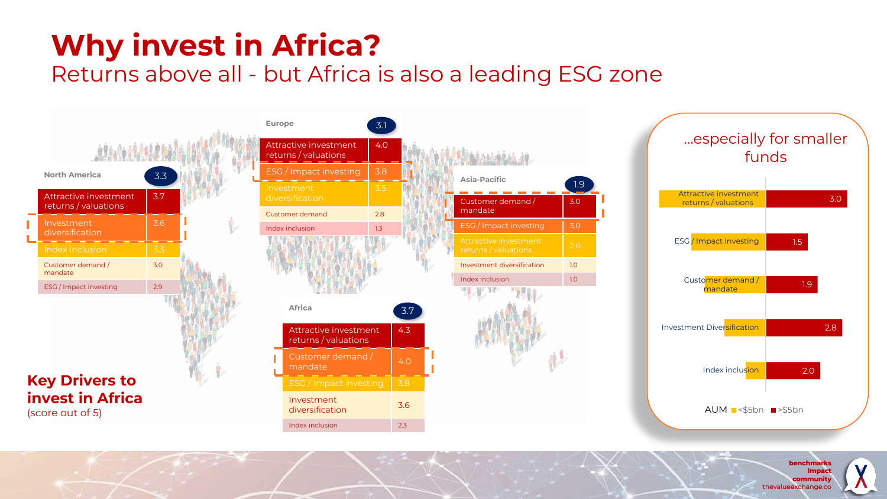# Why invest in Africa?

## Returns above all - but Africa is also a leading ESG zone

**Key Drivers to invest in Africa** (score out of 5)

| North America | 3.3 |
|---|---|
| Attractive investment returns / valuations | 3.7 |
| Investment diversification | 3.6 |
| Index inclusion | 3.3 |
| Customer demand / mandate | 3.0 |
| ESG / Impact investing | 2.9 |

| Europe | 3.1 |
|---|---|
| Attractive investment returns / valuations | 4.0 |
| ESG / Impact investing | 3.8 |
| Investment diversification | 3.5 |
| Customer demand | 2.8 |
| Index inclusion | 1.3 |

| Asia-Pacific | 1.9 |
|---|---|
| Customer demand / mandate | 3.0 |
| ESG / Impact investing | 3.0 |
| Attractive investment returns / valuations | 2.0 |
| Investment diversification | 1.0 |
| Index inclusion | 1.0 |

| Africa | 3.7 |
|---|---|
| Attractive investment returns / valuations | 4.3 |
| Customer demand / mandate | 4.0 |
| ESG / Impact investing | 3.8 |
| Investment diversification | 3.6 |
| Index inclusion | 2.3 |

### ...especially for smaller funds

| Driver | AUM >$5bn |
|---|---|
| Attractive investment returns / valuations | 3.0 |
| ESG / Impact Investing | 1.5 |
| Customer demand / mandate | 1.9 |
| Investment Diversification | 2.8 |
| Index inclusion | 2.0 |

AUM ■ <$5bn ■ >$5bn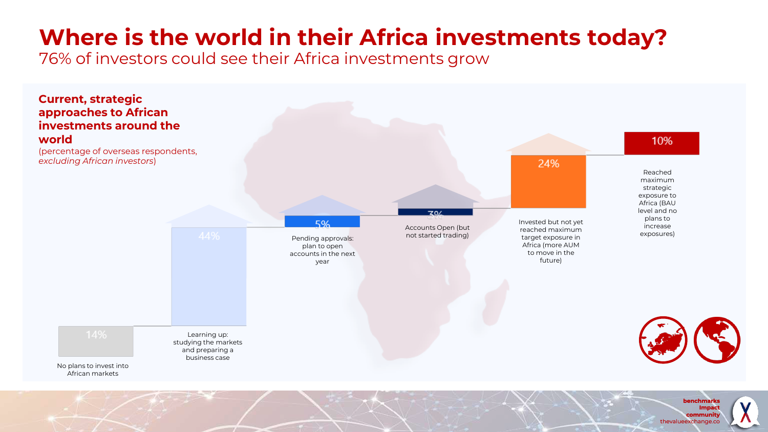# Where is the world in their Africa investments today?

76% of investors could see their Africa investments grow

**Current, strategic approaches to African investments around the world**

(percentage of overseas respondents, *excluding African investors*)

| Stage | Percentage |
|---|---|
| No plans to invest into African markets | 14% |
| Learning up: studying the markets and preparing a business case | 44% |
| Pending approvals: plan to open accounts in the next year | 5% |
| Accounts Open (but not started trading) | 3% |
| Invested but not yet reached maximum target exposure in Africa (more AUM to move in the future) | 24% |
| Reached maximum strategic exposure to Africa (BAU level and no plans to increase exposures) | 10% |

**benchmarks**
**Impact**
**community**
thevalueexchange.co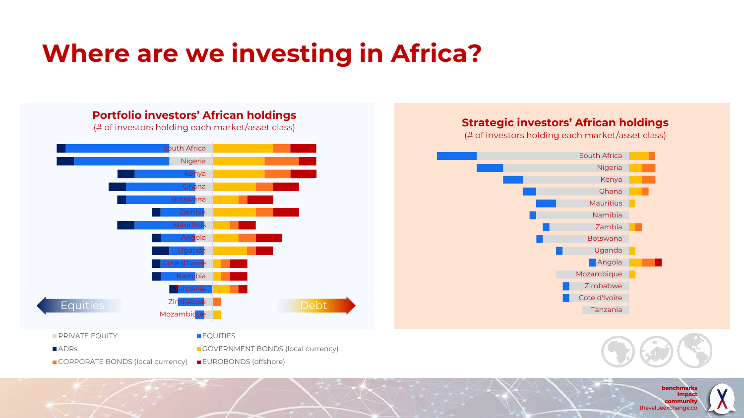# Where are we investing in Africa?

## Portfolio investors' African holdings

(# of investors holding each market/asset class)

South Africa
Nigeria
Kenya
Ghana
Botswana
Zambia
Mauritius
Angola
Uganda
Cote d'Ivoire
Namibia
Tanzania
Zimbabwe
Mozambique

Equities ← → Debt

## Strategic investors' African holdings

(# of investors holding each market/asset class)

South Africa
Nigeria
Kenya
Ghana
Mauritius
Namibia
Zambia
Botswana
Uganda
Angola
Mozambique
Zimbabwe
Cote d'Ivoire
Tanzania

- PRIVATE EQUITY
- EQUITIES
- ADRs
- GOVERNMENT BONDS (local currency)
- CORPORATE BONDS (local currency)
- EUROBONDS (offshore)

benchmarks
Impact
community
thevalueexchange.co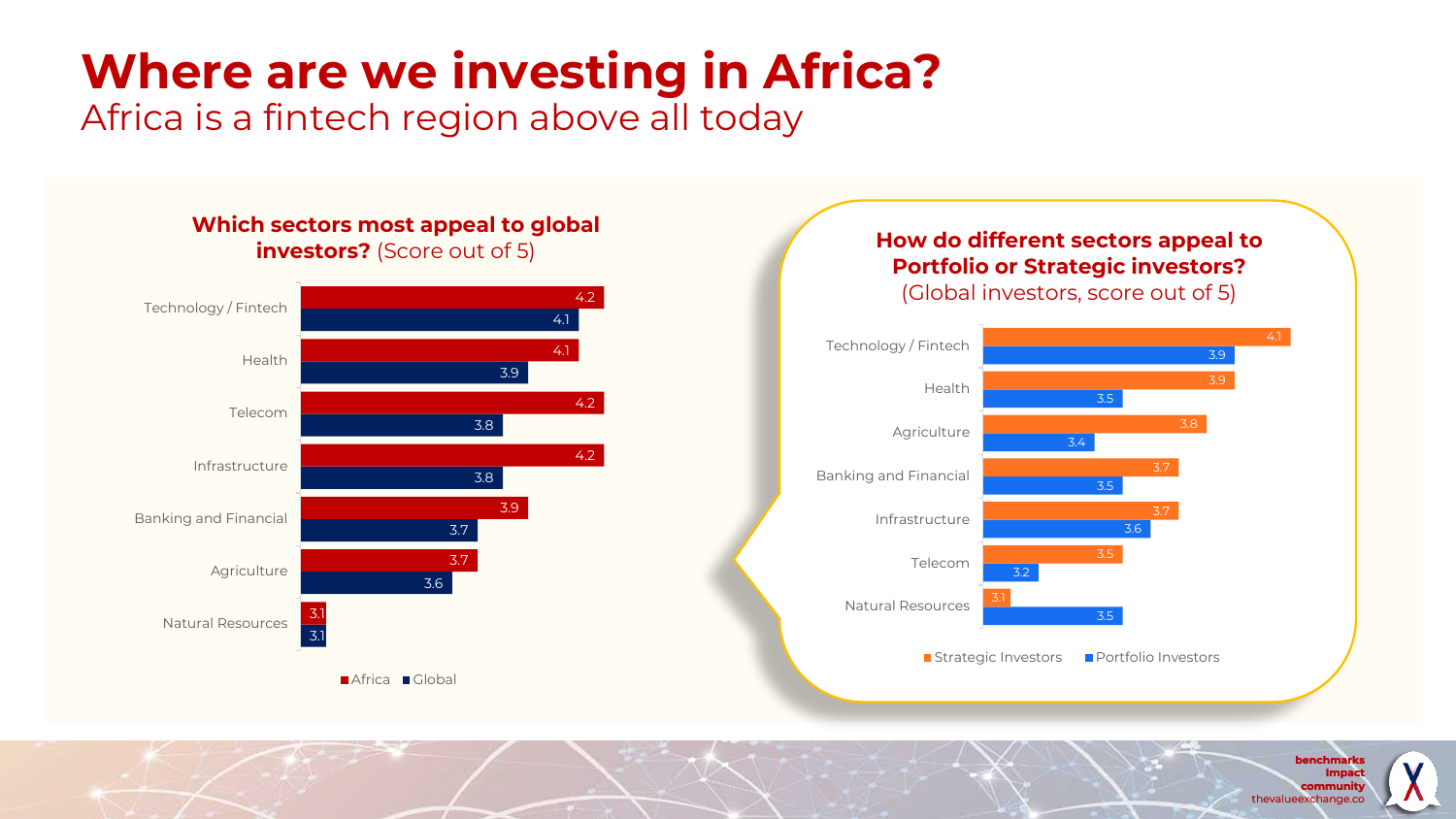# Where are we investing in Africa?

Africa is a fintech region above all today

### Which sectors most appeal to global investors? (Score out of 5)

| Sector | Africa | Global |
|---|---|---|
| Technology / Fintech | 4.2 | 4.1 |
| Health | 4.1 | 3.9 |
| Telecom | 4.2 | 3.8 |
| Infrastructure | 4.2 | 3.8 |
| Banking and Financial | 3.9 | 3.7 |
| Agriculture | 3.7 | 3.6 |
| Natural Resources | 3.1 | 3.1 |

### How do different sectors appeal to Portfolio or Strategic investors? (Global investors, score out of 5)

| Sector | Strategic Investors | Portfolio Investors |
|---|---|---|
| Technology / Fintech | 4.1 | 3.9 |
| Health | 3.9 | 3.5 |
| Agriculture | 3.8 | 3.4 |
| Banking and Financial | 3.7 | 3.5 |
| Infrastructure | 3.7 | 3.6 |
| Telecom | 3.5 | 3.2 |
| Natural Resources | 3.1 | 3.5 |

**benchmarks Impact community**
thevalueexchange.co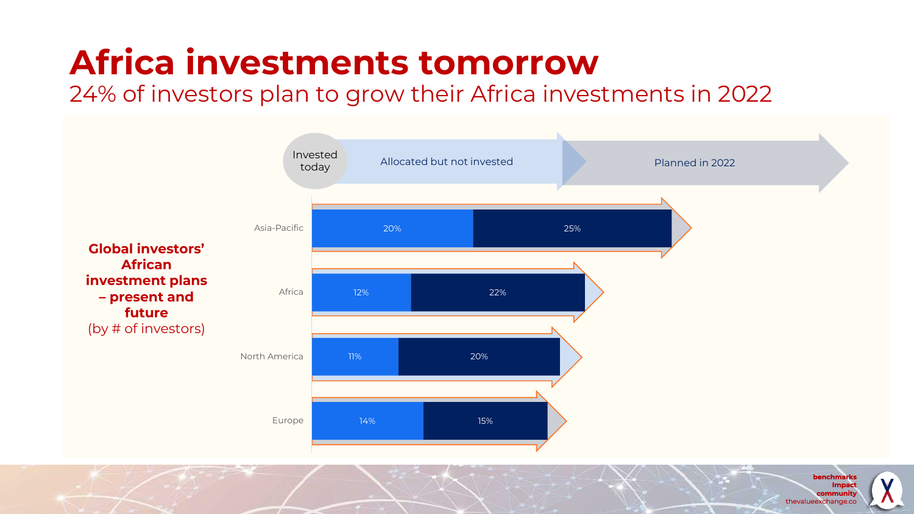# Africa investments tomorrow

## 24% of investors plan to grow their Africa investments in 2022

**Global investors' African investment plans – present and future**
(by # of investors)

| Region | Allocated but not invested | Planned in 2022 |
| --- | --- | --- |
| Asia-Pacific | 20% | 25% |
| Africa | 12% | 22% |
| North America | 11% | 20% |
| Europe | 14% | 15% |

Invested today → Allocated but not invested → Planned in 2022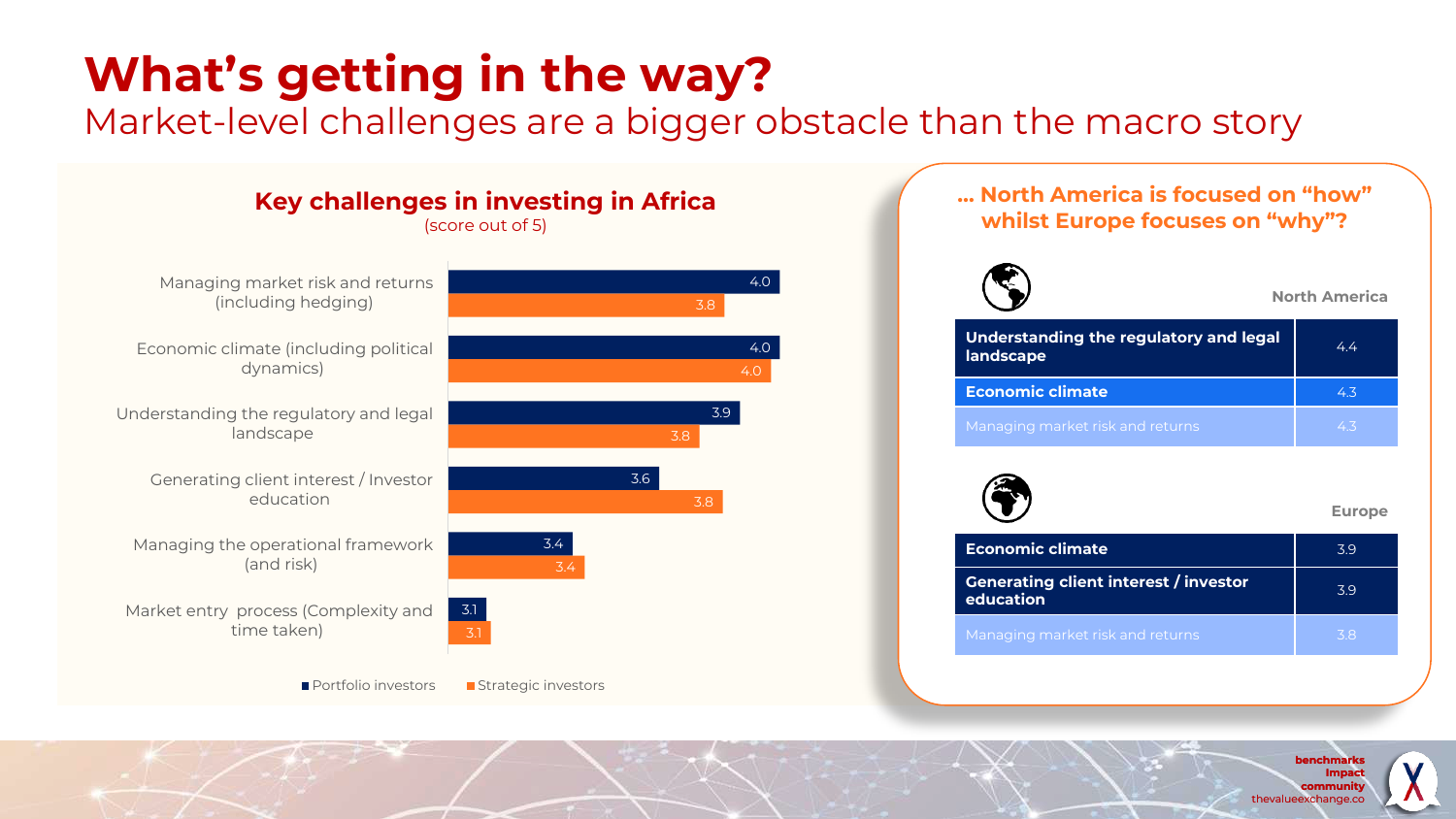# What's getting in the way?

## Market-level challenges are a bigger obstacle than the macro story

### Key challenges in investing in Africa

(score out of 5)

| Challenge | Portfolio investors | Strategic investors |
| --- | --- | --- |
| Managing market risk and returns (including hedging) | 4.0 | 3.8 |
| Economic climate (including political dynamics) | 4.0 | 4.0 |
| Understanding the regulatory and legal landscape | 3.9 | 3.8 |
| Generating client interest / Investor education | 3.6 | 3.8 |
| Managing the operational framework (and risk) | 3.4 | 3.4 |
| Market entry process (Complexity and time taken) | 3.1 | 3.1 |

### ... North America is focused on "how" whilst Europe focuses on "why"?

**North America**

| Challenge | Score |
| --- | --- |
| **Understanding the regulatory and legal landscape** | 4.4 |
| **Economic climate** | 4.3 |
| Managing market risk and returns | 4.3 |

**Europe**

| Challenge | Score |
| --- | --- |
| **Economic climate** | 3.9 |
| **Generating client interest / investor education** | 3.9 |
| Managing market risk and returns | 3.8 |

benchmarks impact community
thevalueexchange.co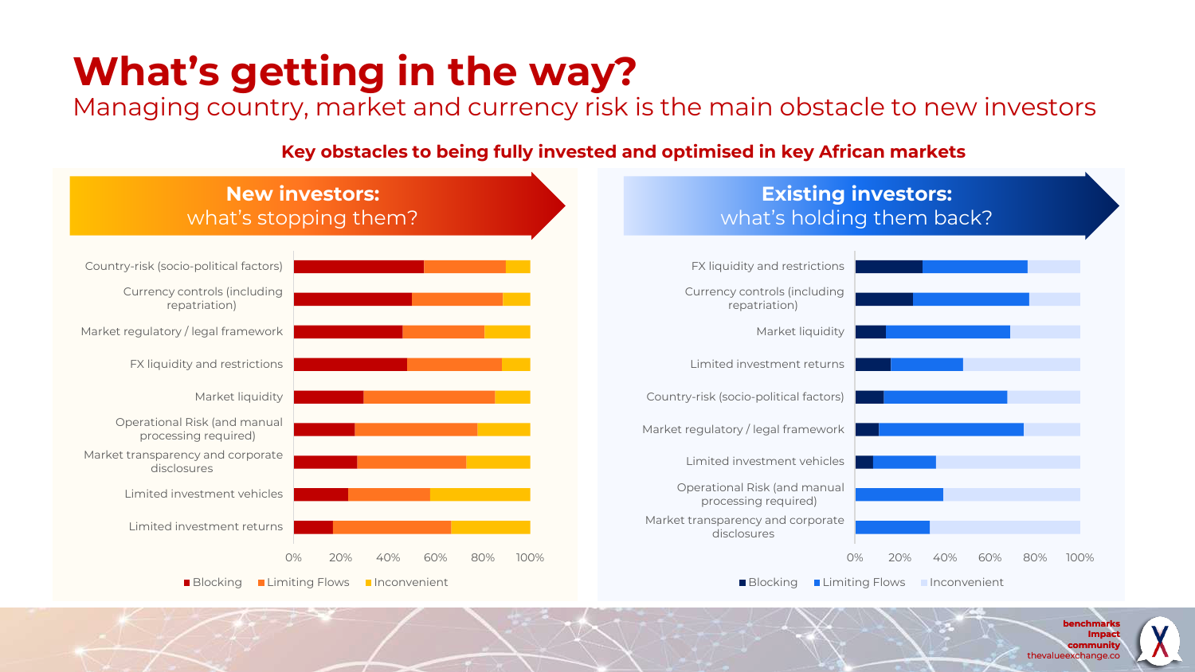# What's getting in the way?

Managing country, market and currency risk is the main obstacle to new investors

**Key obstacles to being fully invested and optimised in key African markets**

## New investors: what's stopping them?

| Obstacle | Blocking | Limiting Flows | Inconvenient |
|---|---|---|---|
| Country-risk (socio-political factors) | ~55% | ~35% | ~10% |
| Currency controls (including repatriation) | ~50% | ~38% | ~12% |
| Market regulatory / legal framework | ~46% | ~35% | ~19% |
| FX liquidity and restrictions | ~48% | ~40% | ~12% |
| Market liquidity | ~30% | ~55% | ~15% |
| Operational Risk (and manual processing required) | ~26% | ~52% | ~22% |
| Market transparency and corporate disclosures | ~27% | ~46% | ~27% |
| Limited investment vehicles | ~23% | ~35% | ~42% |
| Limited investment returns | ~17% | ~50% | ~33% |

## Existing investors: what's holding them back?

| Obstacle | Blocking | Limiting Flows | Inconvenient |
|---|---|---|---|
| FX liquidity and restrictions | ~30% | ~47% | ~23% |
| Currency controls (including repatriation) | ~26% | ~51% | ~23% |
| Market liquidity | ~14% | ~55% | ~31% |
| Limited investment returns | ~16% | ~32% | ~52% |
| Country-risk (socio-political factors) | ~12% | ~55% | ~33% |
| Market regulatory / legal framework | ~10% | ~65% | ~25% |
| Limited investment vehicles | ~8% | ~28% | ~64% |
| Operational Risk (and manual processing required) | 0% | ~39% | ~61% |
| Market transparency and corporate disclosures | 0% | ~33% | ~67% |

benchmarks
impact
community
thevalueexchange.co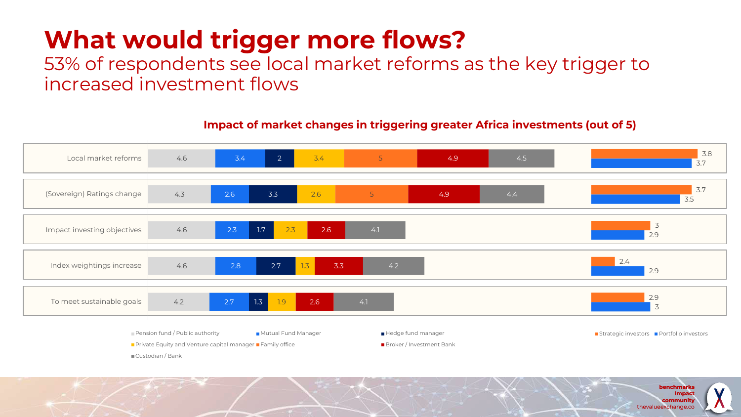# What would trigger more flows?

53% of respondents see local market reforms as the key trigger to increased investment flows

**Impact of market changes in triggering greater Africa investments (out of 5)**

| | Pension fund / Public authority | Mutual Fund Manager | Hedge fund manager | Private Equity and Venture capital manager | Family office | Broker / Investment Bank | Custodian / Bank | Strategic investors | Portfolio investors |
|---|---|---|---|---|---|---|---|---|---|
| Local market reforms | 4.6 | 3.4 | 2 | 3.4 | 5 | 4.9 | 4.5 | 3.8 | 3.7 |
| (Sovereign) Ratings change | 4.3 | 2.6 | 3.3 | 2.6 | 5 | 4.9 | 4.4 | 3.7 | 3.5 |
| Impact investing objectives | 4.6 | 2.3 | 1.7 | 2.3 | | 2.6 | 4.1 | 3 | 2.9 |
| Index weightings increase | 4.6 | 2.8 | 2.7 | 1.3 | | 3.3 | 4.2 | 2.4 | 2.9 |
| To meet sustainable goals | 4.2 | 2.7 | 1.3 | 1.9 | | 2.6 | 4.1 | 2.9 | 3 |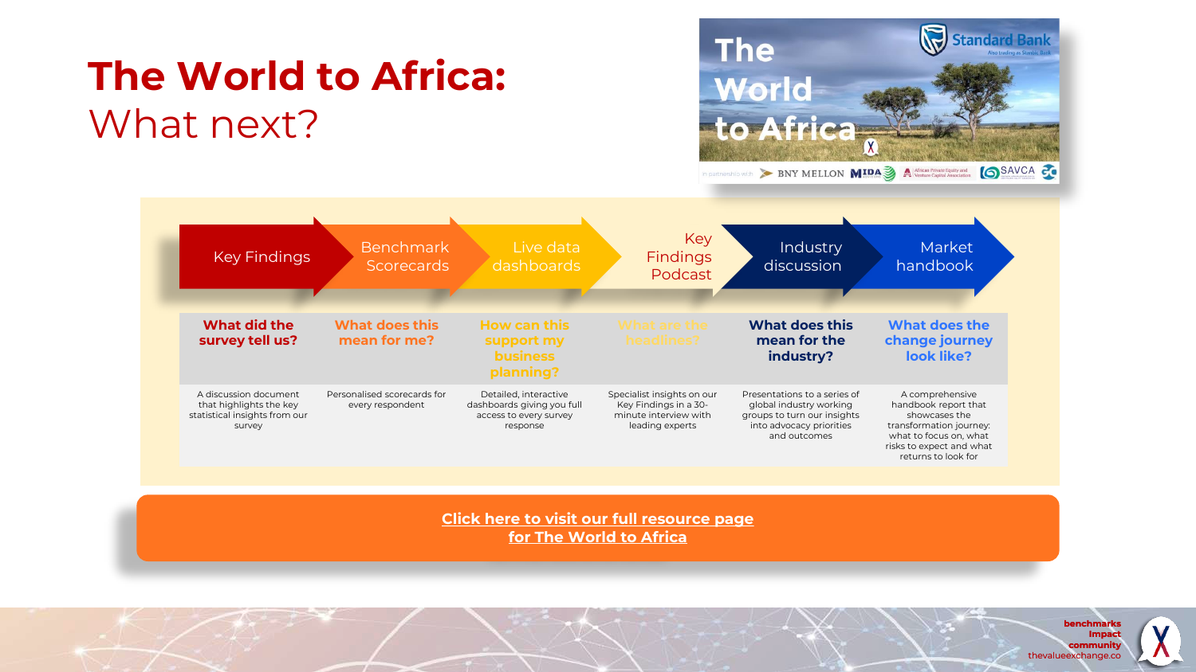# The World to Africa: What next?

| Key Findings | Benchmark Scorecards | Live data dashboards | Key Findings Podcast | Industry discussion | Market handbook |
|---|---|---|---|---|---|
| **What did the survey tell us?** | **What does this mean for me?** | **How can this support my business planning?** | **What are the headlines?** | **What does this mean for the industry?** | **What does the change journey look like?** |
| A discussion document that highlights the key statistical insights from our survey | Personalised scorecards for every respondent | Detailed, interactive dashboards giving you full access to every survey response | Specialist insights on our Key Findings in a 30-minute interview with leading experts | Presentations to a series of global industry working groups to turn our insights into advocacy priorities and outcomes | A comprehensive handbook report that showcases the transformation journey: what to focus on, what risks to expect and what returns to look for |

**Click here to visit our full resource page for The World to Africa**